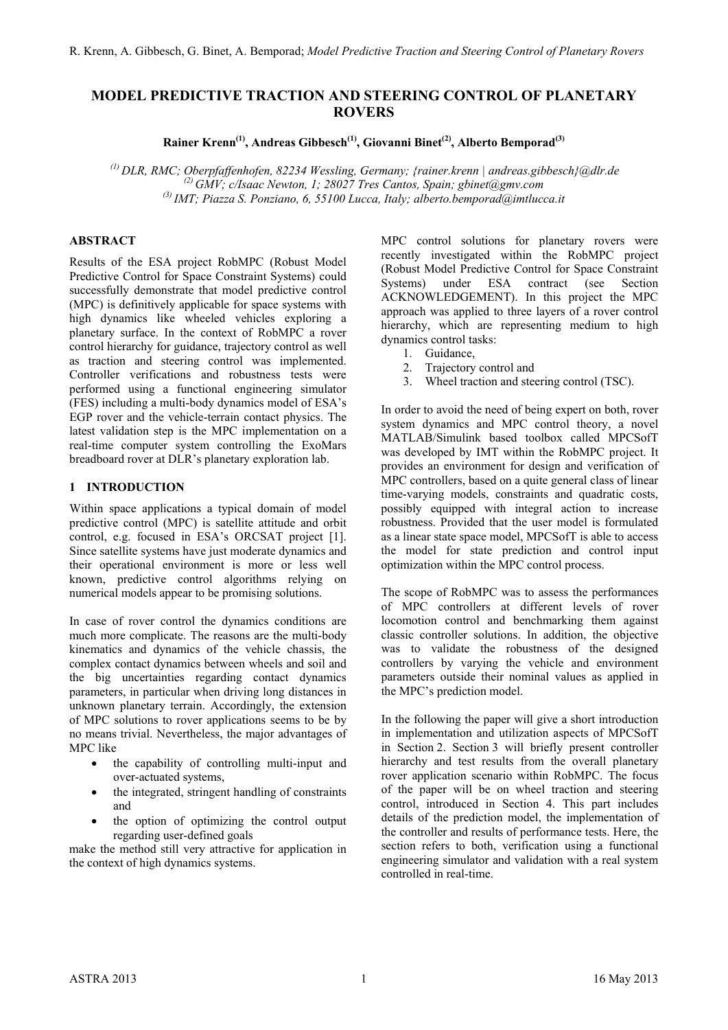# MODEL PREDICTIVE TRACTION AND STEERING CONTROL OF PLANETARY ROVERS

**Rainer Krenn[(1)], Andreas Gibbesch[(1)], Giovanni Binet[(2)], Alberto Bemporad[(3)]**

*[(1)] DLR, RMC; Oberpfaffenhofen, 82234 Wessling, Germany; {rainer.krenn | andreas.gibbesch}@dlr.de*
*[(2)] GMV; c/Isaac Newton, 1; 28027 Tres Cantos, Spain; gbinet@gmv.com*
*[(3)] IMT; Piazza S. Ponziano, 6, 55100 Lucca, Italy; alberto.bemporad@imtlucca.it*

## ABSTRACT

Results of the ESA project RobMPC (Robust Model Predictive Control for Space Constraint Systems) could successfully demonstrate that model predictive control (MPC) is definitively applicable for space systems with high dynamics like wheeled vehicles exploring a planetary surface. In the context of RobMPC a rover control hierarchy for guidance, trajectory control as well as traction and steering control was implemented. Controller verifications and robustness tests were performed using a functional engineering simulator (FES) including a multi-body dynamics model of ESA's EGP rover and the vehicle-terrain contact physics. The latest validation step is the MPC implementation on a real-time computer system controlling the ExoMars breadboard rover at DLR's planetary exploration lab.

## 1 INTRODUCTION

Within space applications a typical domain of model predictive control (MPC) is satellite attitude and orbit control, e.g. focused in ESA's ORCSAT project [1]. Since satellite systems have just moderate dynamics and their operational environment is more or less well known, predictive control algorithms relying on numerical models appear to be promising solutions.

In case of rover control the dynamics conditions are much more complicate. The reasons are the multi-body kinematics and dynamics of the vehicle chassis, the complex contact dynamics between wheels and soil and the big uncertainties regarding contact dynamics parameters, in particular when driving long distances in unknown planetary terrain. Accordingly, the extension of MPC solutions to rover applications seems to be by no means trivial. Nevertheless, the major advantages of MPC like

- the capability of controlling multi-input and over-actuated systems,
- the integrated, stringent handling of constraints and
- the option of optimizing the control output regarding user-defined goals

make the method still very attractive for application in the context of high dynamics systems.

MPC control solutions for planetary rovers were recently investigated within the RobMPC project (Robust Model Predictive Control for Space Constraint Systems) under ESA contract (see Section ACKNOWLEDGEMENT). In this project the MPC approach was applied to three layers of a rover control hierarchy, which are representing medium to high dynamics control tasks:

1. Guidance,
2. Trajectory control and
3. Wheel traction and steering control (TSC).

In order to avoid the need of being expert on both, rover system dynamics and MPC control theory, a novel MATLAB/Simulink based toolbox called MPCSofT was developed by IMT within the RobMPC project. It provides an environment for design and verification of MPC controllers, based on a quite general class of linear time-varying models, constraints and quadratic costs, possibly equipped with integral action to increase robustness. Provided that the user model is formulated as a linear state space model, MPCSofT is able to access the model for state prediction and control input optimization within the MPC control process.

The scope of RobMPC was to assess the performances of MPC controllers at different levels of rover locomotion control and benchmarking them against classic controller solutions. In addition, the objective was to validate the robustness of the designed controllers by varying the vehicle and environment parameters outside their nominal values as applied in the MPC's prediction model.

In the following the paper will give a short introduction in implementation and utilization aspects of MPCSofT in Section 2. Section 3 will briefly present controller hierarchy and test results from the overall planetary rover application scenario within RobMPC. The focus of the paper will be on wheel traction and steering control, introduced in Section 4. This part includes details of the prediction model, the implementation of the controller and results of performance tests. Here, the section refers to both, verification using a functional engineering simulator and validation with a real system controlled in real-time.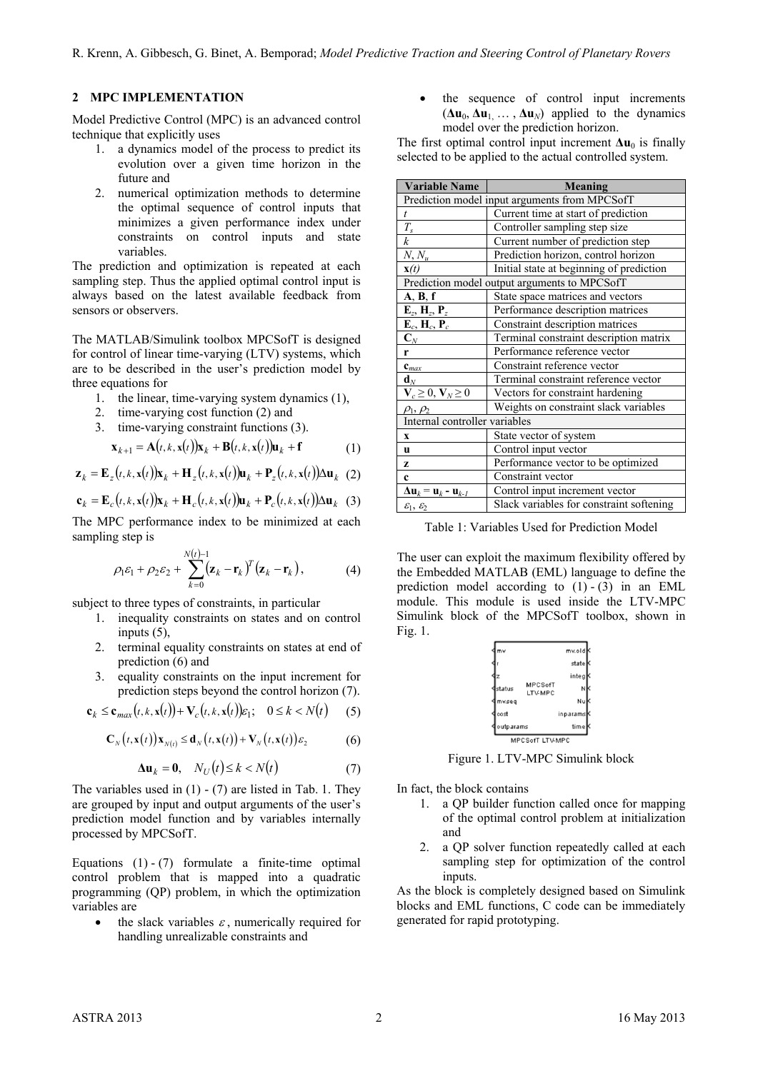## 2 MPC IMPLEMENTATION

Model Predictive Control (MPC) is an advanced control technique that explicitly uses

1. a dynamics model of the process to predict its evolution over a given time horizon in the future and
2. numerical optimization methods to determine the optimal sequence of control inputs that minimizes a given performance index under constraints on control inputs and state variables.

The prediction and optimization is repeated at each sampling step. Thus the applied optimal control input is always based on the latest available feedback from sensors or observers.

The MATLAB/Simulink toolbox MPCSofT is designed for control of linear time-varying (LTV) systems, which are to be described in the user's prediction model by three equations for

1. the linear, time-varying system dynamics (1),
2. time-varying cost function (2) and
3. time-varying constraint functions (3).

$$\mathbf{x}_{k+1} = \mathbf{A}(t,k,\mathbf{x}(t))\mathbf{x}_k + \mathbf{B}(t,k,\mathbf{x}(t))\mathbf{u}_k + \mathbf{f} \tag{1}$$

$$\mathbf{z}_k = \mathbf{E}_z(t,k,\mathbf{x}(t))\mathbf{x}_k + \mathbf{H}_z(t,k,\mathbf{x}(t))\mathbf{u}_k + \mathbf{P}_z(t,k,\mathbf{x}(t))\Delta\mathbf{u}_k \tag{2}$$

$$\mathbf{c}_k = \mathbf{E}_c(t,k,\mathbf{x}(t))\mathbf{x}_k + \mathbf{H}_c(t,k,\mathbf{x}(t))\mathbf{u}_k + \mathbf{P}_c(t,k,\mathbf{x}(t))\Delta\mathbf{u}_k \tag{3}$$

The MPC performance index to be minimized at each sampling step is

$$\rho_1\varepsilon_1 + \rho_2\varepsilon_2 + \sum_{k=0}^{N(t)-1}(\mathbf{z}_k - \mathbf{r}_k)^T(\mathbf{z}_k - \mathbf{r}_k), \tag{4}$$

subject to three types of constraints, in particular

1. inequality constraints on states and on control inputs (5),
2. terminal equality constraints on states at end of prediction (6) and
3. equality constraints on the input increment for prediction steps beyond the control horizon (7).

$$\mathbf{c}_k \le \mathbf{c}_{max}(t,k,\mathbf{x}(t)) + \mathbf{V}_c(t,k,\mathbf{x}(t))\varepsilon_1; \quad 0 \le k < N(t) \tag{5}$$

$$\mathbf{C}_N(t,\mathbf{x}(t))\mathbf{x}_{N(t)} \le \mathbf{d}_N(t,\mathbf{x}(t)) + \mathbf{V}_N(t,\mathbf{x}(t))\varepsilon_2 \tag{6}$$

$$\Delta\mathbf{u}_k = \mathbf{0}, \quad N_U(t) \le k < N(t) \tag{7}$$

The variables used in (1) - (7) are listed in Tab. 1. They are grouped by input and output arguments of the user's prediction model function and by variables internally processed by MPCSofT.

Equations (1) - (7) formulate a finite-time optimal control problem that is mapped into a quadratic programming (QP) problem, in which the optimization variables are

- the slack variables $\varepsilon$, numerically required for handling unrealizable constraints and
- the sequence of control input increments ($\Delta\mathbf{u}_0$, $\Delta\mathbf{u}_1$, … , $\Delta\mathbf{u}_N$) applied to the dynamics model over the prediction horizon.

The first optimal control input increment $\Delta\mathbf{u}_0$ is finally selected to be applied to the actual controlled system.

| Variable Name | Meaning |
|---|---|
| Prediction model input arguments from MPCSofT | |
| $t$ | Current time at start of prediction |
| $T_s$ | Controller sampling step size |
| $k$ | Current number of prediction step |
| $N$, $N_u$ | Prediction horizon, control horizon |
| $\mathbf{x}(t)$ | Initial state at beginning of prediction |
| Prediction model output arguments to MPCSofT | |
| $\mathbf{A}$, $\mathbf{B}$, $\mathbf{f}$ | State space matrices and vectors |
| $\mathbf{E}_z$, $\mathbf{H}_z$, $\mathbf{P}_z$ | Performance description matrices |
| $\mathbf{E}_c$, $\mathbf{H}_c$, $\mathbf{P}_c$ | Constraint description matrices |
| $\mathbf{C}_N$ | Terminal constraint description matrix |
| $\mathbf{r}$ | Performance reference vector |
| $\mathbf{c}_{max}$ | Constraint reference vector |
| $\mathbf{d}_N$ | Terminal constraint reference vector |
| $\mathbf{V}_c \ge 0$, $\mathbf{V}_N \ge 0$ | Vectors for constraint hardening |
| $\rho_1$, $\rho_2$ | Weights on constraint slack variables |
| Internal controller variables | |
| $\mathbf{x}$ | State vector of system |
| $\mathbf{u}$ | Control input vector |
| $\mathbf{z}$ | Performance vector to be optimized |
| $\mathbf{c}$ | Constraint vector |
| $\Delta\mathbf{u}_k = \mathbf{u}_k - \mathbf{u}_{k-1}$ | Control input increment vector |
| $\varepsilon_1$, $\varepsilon_2$ | Slack variables for constraint softening |

Table 1: Variables Used for Prediction Model

The user can exploit the maximum flexibility offered by the Embedded MATLAB (EML) language to define the prediction model according to (1) - (3) in an EML module. This module is used inside the LTV-MPC Simulink block of the MPCSofT toolbox, shown in Fig. 1.

Figure 1. LTV-MPC Simulink block

In fact, the block contains

1. a QP builder function called once for mapping of the optimal control problem at initialization and
2. a QP solver function repeatedly called at each sampling step for optimization of the control inputs.

As the block is completely designed based on Simulink blocks and EML functions, C code can be immediately generated for rapid prototyping.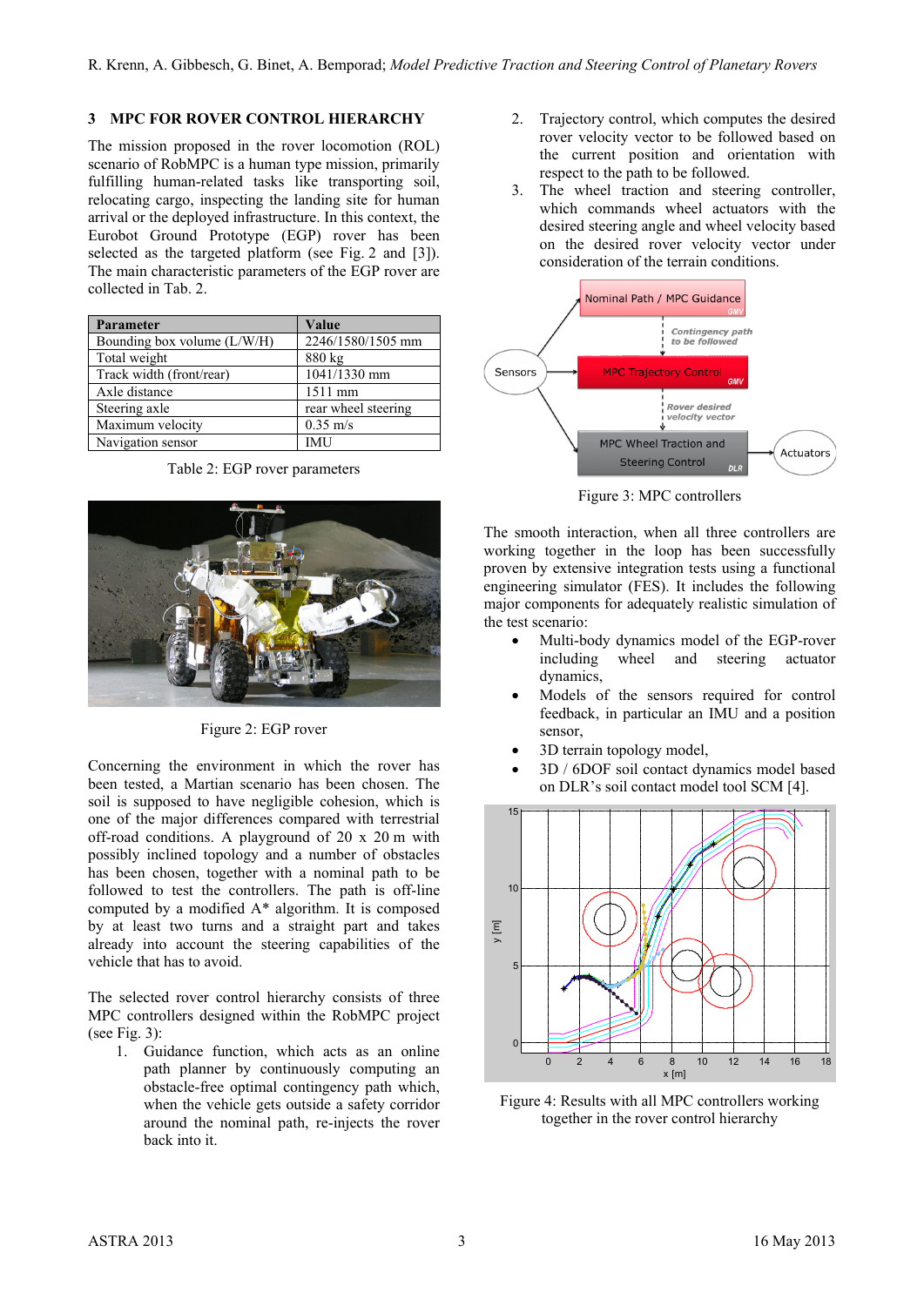## 3 MPC FOR ROVER CONTROL HIERARCHY

The mission proposed in the rover locomotion (ROL) scenario of RobMPC is a human type mission, primarily fulfilling human-related tasks like transporting soil, relocating cargo, inspecting the landing site for human arrival or the deployed infrastructure. In this context, the Eurobot Ground Prototype (EGP) rover has been selected as the targeted platform (see Fig. 2 and [3]). The main characteristic parameters of the EGP rover are collected in Tab. 2.

| Parameter | Value |
|---|---|
| Bounding box volume (L/W/H) | 2246/1580/1505 mm |
| Total weight | 880 kg |
| Track width (front/rear) | 1041/1330 mm |
| Axle distance | 1511 mm |
| Steering axle | rear wheel steering |
| Maximum velocity | 0.35 m/s |
| Navigation sensor | IMU |

Table 2: EGP rover parameters

Figure 2: EGP rover

Concerning the environment in which the rover has been tested, a Martian scenario has been chosen. The soil is supposed to have negligible cohesion, which is one of the major differences compared with terrestrial off-road conditions. A playground of 20 x 20 m with possibly inclined topology and a number of obstacles has been chosen, together with a nominal path to be followed to test the controllers. The path is off-line computed by a modified A* algorithm. It is composed by at least two turns and a straight part and takes already into account the steering capabilities of the vehicle that has to avoid.

The selected rover control hierarchy consists of three MPC controllers designed within the RobMPC project (see Fig. 3):

1. Guidance function, which acts as an online path planner by continuously computing an obstacle-free optimal contingency path which, when the vehicle gets outside a safety corridor around the nominal path, re-injects the rover back into it.
2. Trajectory control, which computes the desired rover velocity vector to be followed based on the current position and orientation with respect to the path to be followed.
3. The wheel traction and steering controller, which commands wheel actuators with the desired steering angle and wheel velocity based on the desired rover velocity vector under consideration of the terrain conditions.

Figure 3: MPC controllers

The smooth interaction, when all three controllers are working together in the loop has been successfully proven by extensive integration tests using a functional engineering simulator (FES). It includes the following major components for adequately realistic simulation of the test scenario:

- Multi-body dynamics model of the EGP-rover including wheel and steering actuator dynamics,
- Models of the sensors required for control feedback, in particular an IMU and a position sensor,
- 3D terrain topology model,
- 3D / 6DOF soil contact dynamics model based on DLR's soil contact model tool SCM [4].

Figure 4: Results with all MPC controllers working together in the rover control hierarchy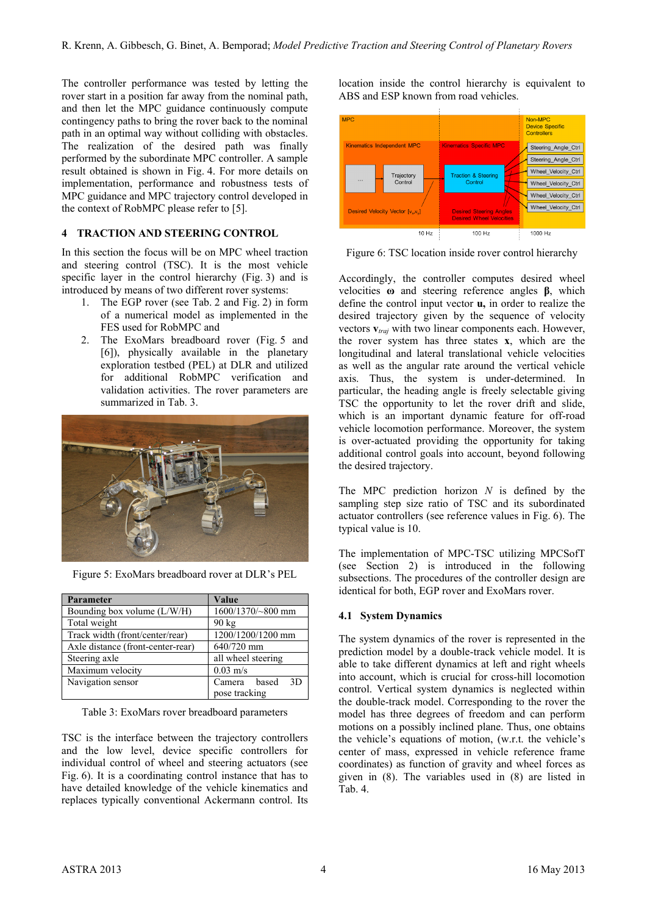The controller performance was tested by letting the rover start in a position far away from the nominal path, and then let the MPC guidance continuously compute contingency paths to bring the rover back to the nominal path in an optimal way without colliding with obstacles. The realization of the desired path was finally performed by the subordinate MPC controller. A sample result obtained is shown in Fig. 4. For more details on implementation, performance and robustness tests of MPC guidance and MPC trajectory control developed in the context of RobMPC please refer to [5].

## 4 TRACTION AND STEERING CONTROL

In this section the focus will be on MPC wheel traction and steering control (TSC). It is the most vehicle specific layer in the control hierarchy (Fig. 3) and is introduced by means of two different rover systems:

1. The EGP rover (see Tab. 2 and Fig. 2) in form of a numerical model as implemented in the FES used for RobMPC and
2. The ExoMars breadboard rover (Fig. 5 and [6]), physically available in the planetary exploration testbed (PEL) at DLR and utilized for additional RobMPC verification and validation activities. The rover parameters are summarized in Tab. 3.

Figure 5: ExoMars breadboard rover at DLR's PEL

| Parameter | Value |
|---|---|
| Bounding box volume (L/W/H) | 1600/1370/~800 mm |
| Total weight | 90 kg |
| Track width (front/center/rear) | 1200/1200/1200 mm |
| Axle distance (front-center-rear) | 640/720 mm |
| Steering axle | all wheel steering |
| Maximum velocity | 0.03 m/s |
| Navigation sensor | Camera based 3D pose tracking |

Table 3: ExoMars rover breadboard parameters

TSC is the interface between the trajectory controllers and the low level, device specific controllers for individual control of wheel and steering actuators (see Fig. 6). It is a coordinating control instance that has to have detailed knowledge of the vehicle kinematics and replaces typically conventional Ackermann control. Its location inside the control hierarchy is equivalent to ABS and ESP known from road vehicles.

Figure 6: TSC location inside rover control hierarchy

Accordingly, the controller computes desired wheel velocities $\boldsymbol{\omega}$ and steering reference angles $\boldsymbol{\beta}$, which define the control input vector $\mathbf{u}$, in order to realize the desired trajectory given by the sequence of velocity vectors $\mathbf{v}_{traj}$ with two linear components each. However, the rover system has three states $\mathbf{x}$, which are the longitudinal and lateral translational vehicle velocities as well as the angular rate around the vertical vehicle axis. Thus, the system is under-determined. In particular, the heading angle is freely selectable giving TSC the opportunity to let the rover drift and slide, which is an important dynamic feature for off-road vehicle locomotion performance. Moreover, the system is over-actuated providing the opportunity for taking additional control goals into account, beyond following the desired trajectory.

The MPC prediction horizon $N$ is defined by the sampling step size ratio of TSC and its subordinated actuator controllers (see reference values in Fig. 6). The typical value is 10.

The implementation of MPC-TSC utilizing MPCSofT (see Section 2) is introduced in the following subsections. The procedures of the controller design are identical for both, EGP rover and ExoMars rover.

### 4.1 System Dynamics

The system dynamics of the rover is represented in the prediction model by a double-track vehicle model. It is able to take different dynamics at left and right wheels into account, which is crucial for cross-hill locomotion control. Vertical system dynamics is neglected within the double-track model. Corresponding to the rover the model has three degrees of freedom and can perform motions on a possibly inclined plane. Thus, one obtains the vehicle's equations of motion, (w.r.t. the vehicle's center of mass, expressed in vehicle reference frame coordinates) as function of gravity and wheel forces as given in (8). The variables used in (8) are listed in Tab. 4.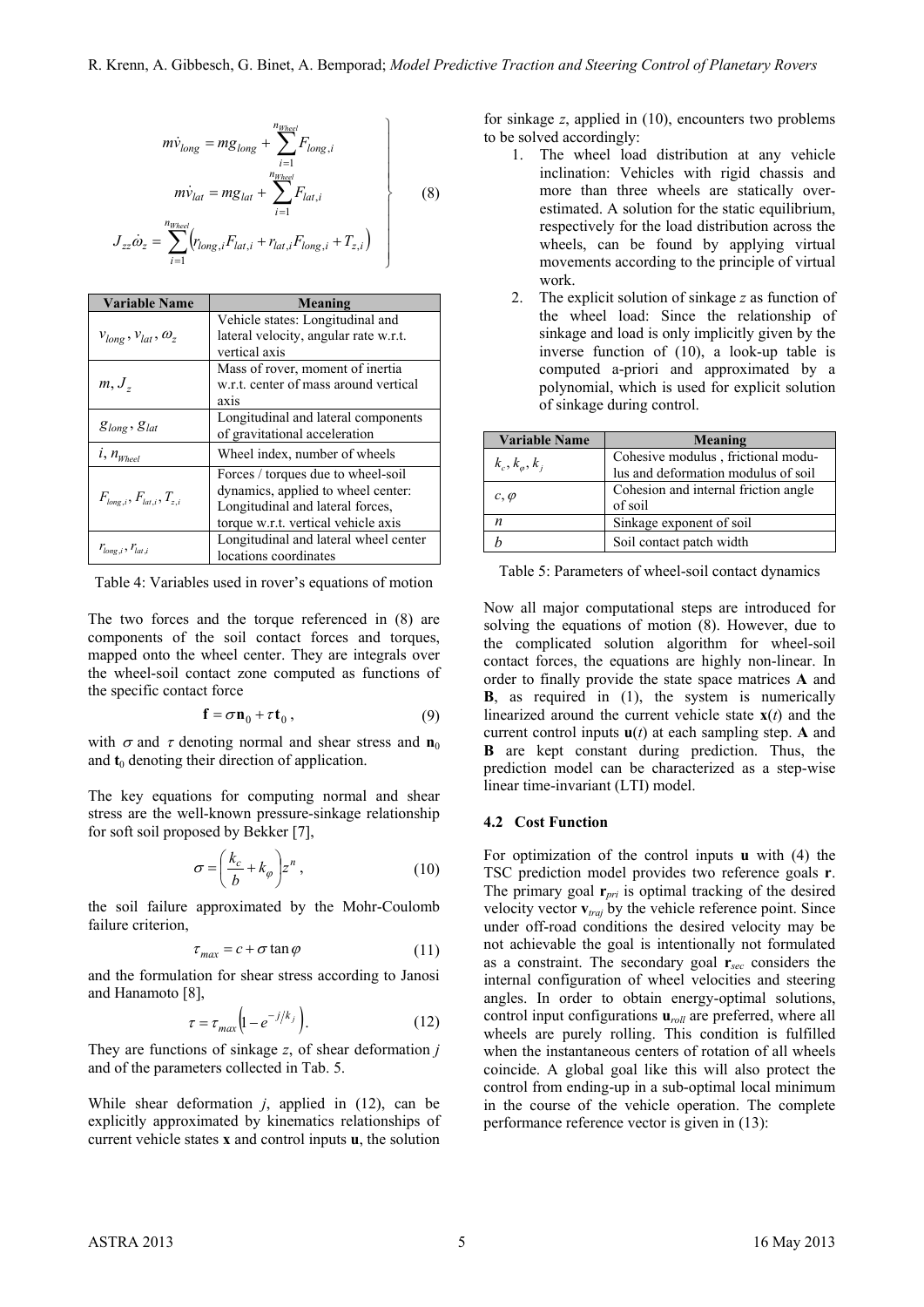$$
\left.
\begin{aligned}
m\dot{v}_{long} &= m g_{long} + \sum_{i=1}^{n_{Wheel}} F_{long,i} \\
m\dot{v}_{lat} &= m g_{lat} + \sum_{i=1}^{n_{Wheel}} F_{lat,i} \\
J_{zz}\dot{\omega}_z &= \sum_{i=1}^{n_{Wheel}} \left( r_{long,i} F_{lat,i} + r_{lat,i} F_{long,i} + T_{z,i} \right)
\end{aligned}
\right\} \quad (8)
$$

| Variable Name | Meaning |
|---|---|
| $v_{long}, v_{lat}, \omega_z$ | Vehicle states: Longitudinal and lateral velocity, angular rate w.r.t. vertical axis |
| $m, J_z$ | Mass of rover, moment of inertia w.r.t. center of mass around vertical axis |
| $g_{long}, g_{lat}$ | Longitudinal and lateral components of gravitational acceleration |
| $i, n_{Wheel}$ | Wheel index, number of wheels |
| $F_{long,i}, F_{lat,i}, T_{z,i}$ | Forces / torques due to wheel-soil dynamics, applied to wheel center: Longitudinal and lateral forces, torque w.r.t. vertical vehicle axis |
| $r_{long,i}, r_{lat,i}$ | Longitudinal and lateral wheel center locations coordinates |

Table 4: Variables used in rover's equations of motion

The two forces and the torque referenced in (8) are components of the soil contact forces and torques, mapped onto the wheel center. They are integrals over the wheel-soil contact zone computed as functions of the specific contact force

$$\mathbf{f} = \sigma \mathbf{n}_0 + \tau \mathbf{t}_0 , \quad (9)$$

with $\sigma$ and $\tau$ denoting normal and shear stress and $\mathbf{n}_0$ and $\mathbf{t}_0$ denoting their direction of application.

The key equations for computing normal and shear stress are the well-known pressure-sinkage relationship for soft soil proposed by Bekker [7],

$$\sigma = \left( \frac{k_c}{b} + k_\varphi \right) z^n , \quad (10)$$

the soil failure approximated by the Mohr-Coulomb failure criterion,

$$\tau_{max} = c + \sigma \tan \varphi \quad (11)$$

and the formulation for shear stress according to Janosi and Hanamoto [8],

$$\tau = \tau_{max} \left( 1 - e^{-j/k_j} \right). \quad (12)$$

They are functions of sinkage $z$, of shear deformation $j$ and of the parameters collected in Tab. 5.

While shear deformation $j$, applied in (12), can be explicitly approximated by kinematics relationships of current vehicle states $\mathbf{x}$ and control inputs $\mathbf{u}$, the solution for sinkage $z$, applied in (10), encounters two problems to be solved accordingly:

1. The wheel load distribution at any vehicle inclination: Vehicles with rigid chassis and more than three wheels are statically over-estimated. A solution for the static equilibrium, respectively for the load distribution across the wheels, can be found by applying virtual movements according to the principle of virtual work.
2. The explicit solution of sinkage $z$ as function of the wheel load: Since the relationship of sinkage and load is only implicitly given by the inverse function of (10), a look-up table is computed a-priori and approximated by a polynomial, which is used for explicit solution of sinkage during control.

| Variable Name | Meaning |
|---|---|
| $k_c, k_\varphi, k_j$ | Cohesive modulus , frictional modulus and deformation modulus of soil |
| $c, \varphi$ | Cohesion and internal friction angle of soil |
| $n$ | Sinkage exponent of soil |
| $b$ | Soil contact patch width |

Table 5: Parameters of wheel-soil contact dynamics

Now all major computational steps are introduced for solving the equations of motion (8). However, due to the complicated solution algorithm for wheel-soil contact forces, the equations are highly non-linear. In order to finally provide the state space matrices **A** and **B**, as required in (1), the system is numerically linearized around the current vehicle state $\mathbf{x}(t)$ and the current control inputs $\mathbf{u}(t)$ at each sampling step. **A** and **B** are kept constant during prediction. Thus, the prediction model can be characterized as a step-wise linear time-invariant (LTI) model.

### 4.2 Cost Function

For optimization of the control inputs **u** with (4) the TSC prediction model provides two reference goals **r**. The primary goal $\mathbf{r}_{pri}$ is optimal tracking of the desired velocity vector $\mathbf{v}_{traj}$ by the vehicle reference point. Since under off-road conditions the desired velocity may be not achievable the goal is intentionally not formulated as a constraint. The secondary goal $\mathbf{r}_{sec}$ considers the internal configuration of wheel velocities and steering angles. In order to obtain energy-optimal solutions, control input configurations $\mathbf{u}_{roll}$ are preferred, where all wheels are purely rolling. This condition is fulfilled when the instantaneous centers of rotation of all wheels coincide. A global goal like this will also protect the control from ending-up in a sub-optimal local minimum in the course of the vehicle operation. The complete performance reference vector is given in (13):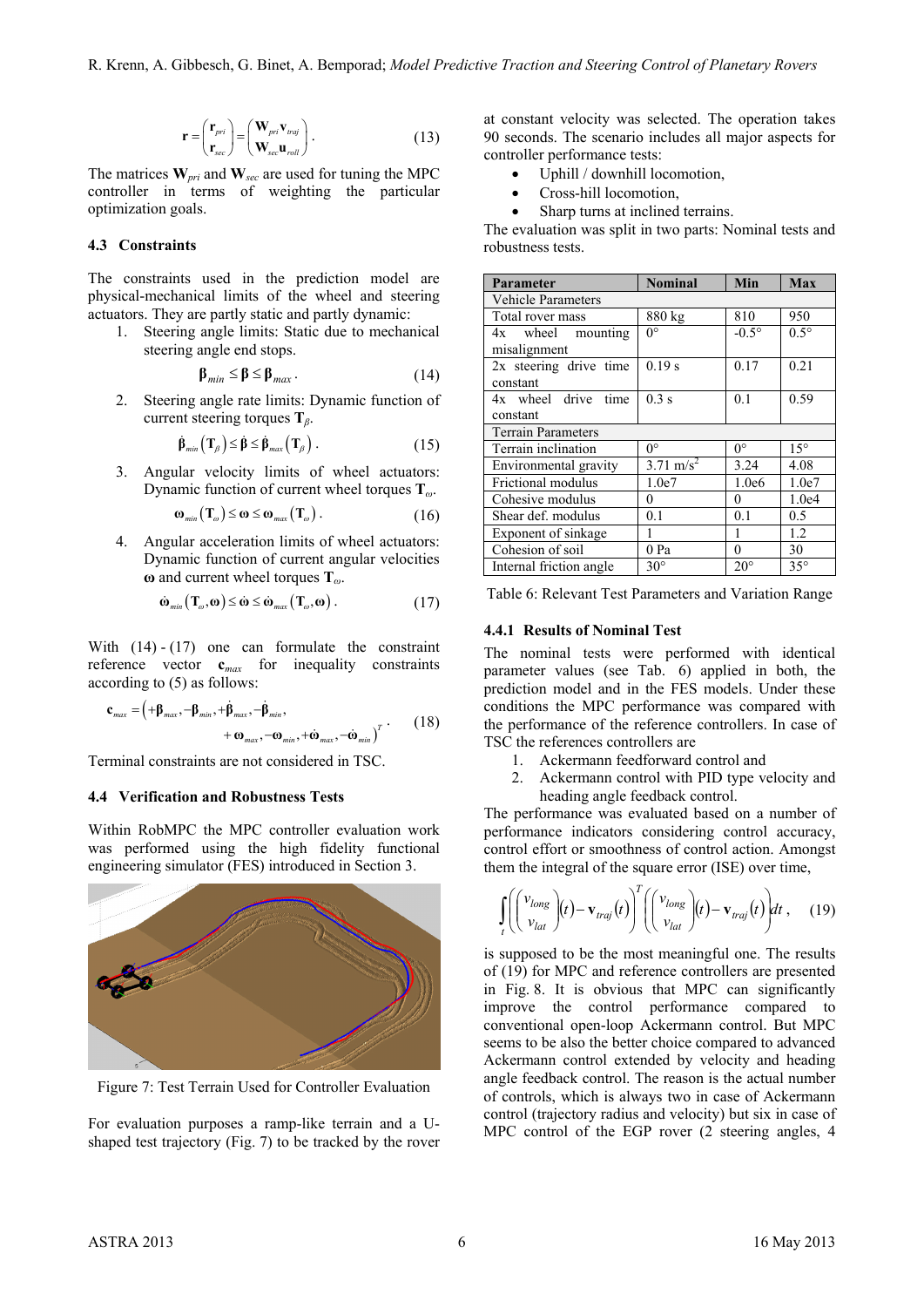$$\mathbf{r} = \begin{pmatrix} \mathbf{r}_{pri} \\ \mathbf{r}_{sec} \end{pmatrix} = \begin{pmatrix} \mathbf{W}_{pri}\mathbf{v}_{traj} \\ \mathbf{W}_{sec}\mathbf{u}_{roll} \end{pmatrix}. \tag{13}$$

The matrices $\mathbf{W}_{pri}$ and $\mathbf{W}_{sec}$ are used for tuning the MPC controller in terms of weighting the particular optimization goals.

### 4.3 Constraints

The constraints used in the prediction model are physical-mechanical limits of the wheel and steering actuators. They are partly static and partly dynamic:

1. Steering angle limits: Static due to mechanical steering angle end stops.

$$\boldsymbol{\beta}_{min} \leq \boldsymbol{\beta} \leq \boldsymbol{\beta}_{max}. \tag{14}$$

2. Steering angle rate limits: Dynamic function of current steering torques $\mathbf{T}_{\beta}$.

$$\dot{\boldsymbol{\beta}}_{min}\left(\mathbf{T}_{\beta}\right) \leq \dot{\boldsymbol{\beta}} \leq \dot{\boldsymbol{\beta}}_{max}\left(\mathbf{T}_{\beta}\right). \tag{15}$$

3. Angular velocity limits of wheel actuators: Dynamic function of current wheel torques $\mathbf{T}_{\omega}$.

$$\boldsymbol{\omega}_{min}\left(\mathbf{T}_{\omega}\right) \leq \boldsymbol{\omega} \leq \boldsymbol{\omega}_{max}\left(\mathbf{T}_{\omega}\right). \tag{16}$$

4. Angular acceleration limits of wheel actuators: Dynamic function of current angular velocities $\boldsymbol{\omega}$ and current wheel torques $\mathbf{T}_{\omega}$.

$$\dot{\boldsymbol{\omega}}_{min}\left(\mathbf{T}_{\omega},\boldsymbol{\omega}\right) \leq \dot{\boldsymbol{\omega}} \leq \dot{\boldsymbol{\omega}}_{max}\left(\mathbf{T}_{\omega},\boldsymbol{\omega}\right). \tag{17}$$

With (14) - (17) one can formulate the constraint reference vector $\mathbf{c}_{max}$ for inequality constraints according to (5) as follows:

$$\mathbf{c}_{max} = \left(+\boldsymbol{\beta}_{max}, -\boldsymbol{\beta}_{min}, +\dot{\boldsymbol{\beta}}_{max}, -\dot{\boldsymbol{\beta}}_{min}, +\boldsymbol{\omega}_{max}, -\boldsymbol{\omega}_{min}, +\dot{\boldsymbol{\omega}}_{max}, -\dot{\boldsymbol{\omega}}_{min}\right)^{T}. \tag{18}$$

Terminal constraints are not considered in TSC.

### 4.4 Verification and Robustness Tests

Within RobMPC the MPC controller evaluation work was performed using the high fidelity functional engineering simulator (FES) introduced in Section 3.

Figure 7: Test Terrain Used for Controller Evaluation

For evaluation purposes a ramp-like terrain and a U-shaped test trajectory (Fig. 7) to be tracked by the rover at constant velocity was selected. The operation takes 90 seconds. The scenario includes all major aspects for controller performance tests:

- Uphill / downhill locomotion,
- Cross-hill locomotion,
- Sharp turns at inclined terrains.

The evaluation was split in two parts: Nominal tests and robustness tests.

| Parameter | Nominal | Min | Max |
|---|---|---|---|
| Vehicle Parameters | | | |
| Total rover mass | 880 kg | 810 | 950 |
| 4x wheel mounting misalignment | 0° | -0.5° | 0.5° |
| 2x steering drive time constant | 0.19 s | 0.17 | 0.21 |
| 4x wheel drive time constant | 0.3 s | 0.1 | 0.59 |
| Terrain Parameters | | | |
| Terrain inclination | 0° | 0° | 15° |
| Environmental gravity | 3.71 m/s$^2$ | 3.24 | 4.08 |
| Frictional modulus | 1.0e7 | 1.0e6 | 1.0e7 |
| Cohesive modulus | 0 | 0 | 1.0e4 |
| Shear def. modulus | 0.1 | 0.1 | 0.5 |
| Exponent of sinkage | 1 | 1 | 1.2 |
| Cohesion of soil | 0 Pa | 0 | 30 |
| Internal friction angle | 30° | 20° | 35° |

Table 6: Relevant Test Parameters and Variation Range

#### 4.4.1 Results of Nominal Test

The nominal tests were performed with identical parameter values (see Tab. 6) applied in both, the prediction model and in the FES models. Under these conditions the MPC performance was compared with the performance of the reference controllers. In case of TSC the references controllers are

1. Ackermann feedforward control and
2. Ackermann control with PID type velocity and heading angle feedback control.

The performance was evaluated based on a number of performance indicators considering control accuracy, control effort or smoothness of control action. Amongst them the integral of the square error (ISE) over time,

$$\int_{t} \left( \begin{pmatrix} v_{long} \\ v_{lat} \end{pmatrix}(t) - \mathbf{v}_{traj}(t) \right)^{T} \left( \begin{pmatrix} v_{long} \\ v_{lat} \end{pmatrix}(t) - \mathbf{v}_{traj}(t) \right) dt, \tag{19}$$

is supposed to be the most meaningful one. The results of (19) for MPC and reference controllers are presented in Fig. 8. It is obvious that MPC can significantly improve the control performance compared to conventional open-loop Ackermann control. But MPC seems to be also the better choice compared to advanced Ackermann control extended by velocity and heading angle feedback control. The reason is the actual number of controls, which is always two in case of Ackermann control (trajectory radius and velocity) but six in case of MPC control of the EGP rover (2 steering angles, 4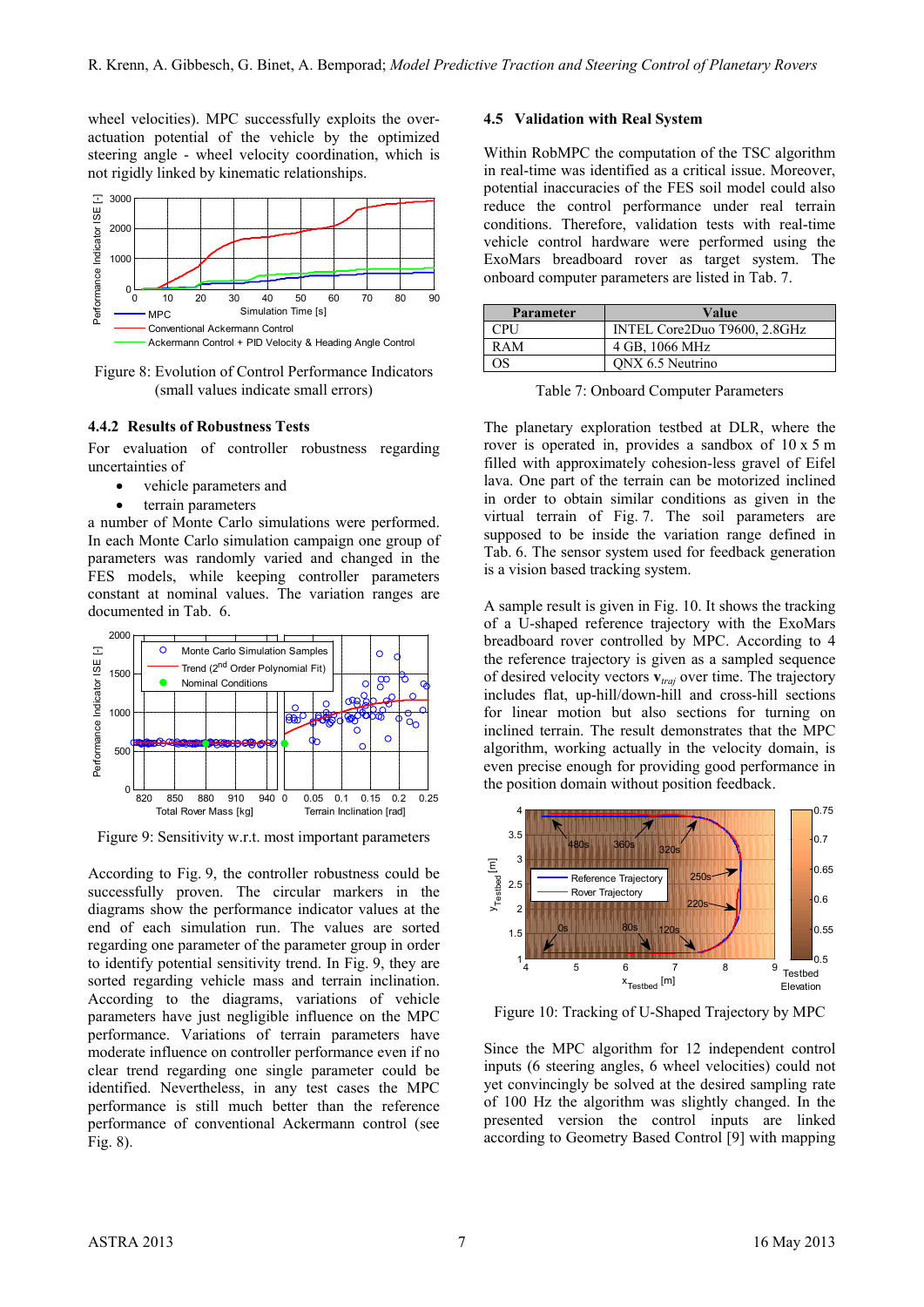wheel velocities). MPC successfully exploits the over-actuation potential of the vehicle by the optimized steering angle - wheel velocity coordination, which is not rigidly linked by kinematic relationships.

Figure 8: Evolution of Control Performance Indicators (small values indicate small errors)

#### 4.4.2 Results of Robustness Tests

For evaluation of controller robustness regarding uncertainties of

- vehicle parameters and
- terrain parameters

a number of Monte Carlo simulations were performed. In each Monte Carlo simulation campaign one group of parameters was randomly varied and changed in the FES models, while keeping controller parameters constant at nominal values. The variation ranges are documented in Tab. 6.

Figure 9: Sensitivity w.r.t. most important parameters

According to Fig. 9, the controller robustness could be successfully proven. The circular markers in the diagrams show the performance indicator values at the end of each simulation run. The values are sorted regarding one parameter of the parameter group in order to identify potential sensitivity trend. In Fig. 9, they are sorted regarding vehicle mass and terrain inclination. According to the diagrams, variations of vehicle parameters have just negligible influence on the MPC performance. Variations of terrain parameters have moderate influence on controller performance even if no clear trend regarding one single parameter could be identified. Nevertheless, in any test cases the MPC performance is still much better than the reference performance of conventional Ackermann control (see Fig. 8).

### 4.5 Validation with Real System

Within RobMPC the computation of the TSC algorithm in real-time was identified as a critical issue. Moreover, potential inaccuracies of the FES soil model could also reduce the control performance under real terrain conditions. Therefore, validation tests with real-time vehicle control hardware were performed using the ExoMars breadboard rover as target system. The onboard computer parameters are listed in Tab. 7.

| Parameter | Value |
|---|---|
| CPU | INTEL Core2Duo T9600, 2.8GHz |
| RAM | 4 GB, 1066 MHz |
| OS | QNX 6.5 Neutrino |

Table 7: Onboard Computer Parameters

The planetary exploration testbed at DLR, where the rover is operated in, provides a sandbox of 10 x 5 m filled with approximately cohesion-less gravel of Eifel lava. One part of the terrain can be motorized inclined in order to obtain similar conditions as given in the virtual terrain of Fig. 7. The soil parameters are supposed to be inside the variation range defined in Tab. 6. The sensor system used for feedback generation is a vision based tracking system.

A sample result is given in Fig. 10. It shows the tracking of a U-shaped reference trajectory with the ExoMars breadboard rover controlled by MPC. According to 4 the reference trajectory is given as a sampled sequence of desired velocity vectors $\mathbf{v}_{traj}$ over time. The trajectory includes flat, up-hill/down-hill and cross-hill sections for linear motion but also sections for turning on inclined terrain. The result demonstrates that the MPC algorithm, working actually in the velocity domain, is even precise enough for providing good performance in the position domain without position feedback.

Figure 10: Tracking of U-Shaped Trajectory by MPC

Since the MPC algorithm for 12 independent control inputs (6 steering angles, 6 wheel velocities) could not yet convincingly be solved at the desired sampling rate of 100 Hz the algorithm was slightly changed. In the presented version the control inputs are linked according to Geometry Based Control [9] with mapping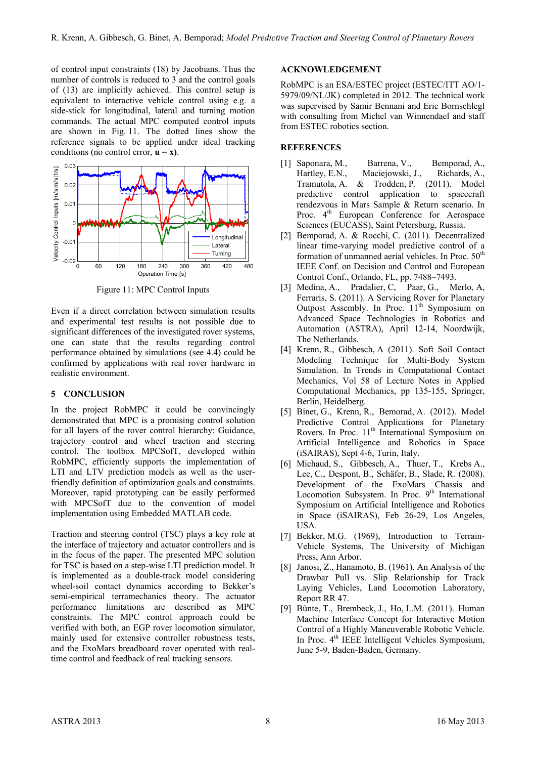of control input constraints (18) by Jacobians. Thus the number of controls is reduced to 3 and the control goals of (13) are implicitly achieved. This control setup is equivalent to interactive vehicle control using e.g. a side-stick for longitudinal, lateral and turning motion commands. The actual MPC computed control inputs are shown in Fig. 11. The dotted lines show the reference signals to be applied under ideal tracking conditions (no control error, **u** = **x**).

Velocity Control Inputs [m/s|m/s|1/s]
0.03
0.02
0.01
0
-0.01
-0.02
0 60 120 180 240 300 360 420 480
Operation Time [s]
Longitudinal
Lateral
Turning

Figure 11: MPC Control Inputs

Even if a direct correlation between simulation results and experimental test results is not possible due to significant differences of the investigated rover systems, one can state that the results regarding control performance obtained by simulations (see 4.4) could be confirmed by applications with real rover hardware in realistic environment.

## 5 CONCLUSION

In the project RobMPC it could be convincingly demonstrated that MPC is a promising control solution for all layers of the rover control hierarchy: Guidance, trajectory control and wheel traction and steering control. The toolbox MPCSofT, developed within RobMPC, efficiently supports the implementation of LTI and LTV prediction models as well as the user-friendly definition of optimization goals and constraints. Moreover, rapid prototyping can be easily performed with MPCSofT due to the convention of model implementation using Embedded MATLAB code.

Traction and steering control (TSC) plays a key role at the interface of trajectory and actuator controllers and is in the focus of the paper. The presented MPC solution for TSC is based on a step-wise LTI prediction model. It is implemented as a double-track model considering wheel-soil contact dynamics according to Bekker's semi-empirical terramechanics theory. The actuator performance limitations are described as MPC constraints. The MPC control approach could be verified with both, an EGP rover locomotion simulator, mainly used for extensive controller robustness tests, and the ExoMars breadboard rover operated with real-time control and feedback of real tracking sensors.

## ACKNOWLEDGEMENT

RobMPC is an ESA/ESTEC project (ESTEC/ITT AO/1-5979/09/NL/JK) completed in 2012. The technical work was supervised by Samir Bennani and Eric Bornschlegl with consulting from Michel van Winnendael and staff from ESTEC robotics section.

## REFERENCES

[1] Saponara, M., Barrena, V., Bemporad, A., Hartley, E.N., Maciejowski, J., Richards, A., Tramutola, A. & Trodden, P. (2011). Model predictive control application to spacecraft rendezvous in Mars Sample & Return scenario. In Proc. 4th European Conference for Aerospace Sciences (EUCASS), Saint Petersburg, Russia.

[2] Bemporad, A. & Rocchi, C. (2011). Decentralized linear time-varying model predictive control of a formation of unmanned aerial vehicles. In Proc. 50th IEEE Conf. on Decision and Control and European Control Conf., Orlando, FL, pp. 7488–7493.

[3] Medina, A., Pradalier, C, Paar, G., Merlo, A, Ferraris, S. (2011). A Servicing Rover for Planetary Outpost Assembly. In Proc. 11th Symposium on Advanced Space Technologies in Robotics and Automation (ASTRA), April 12-14, Noordwijk, The Netherlands.

[4] Krenn, R., Gibbesch, A (2011). Soft Soil Contact Modeling Technique for Multi-Body System Simulation. In Trends in Computational Contact Mechanics, Vol 58 of Lecture Notes in Applied Computational Mechanics, pp 135-155, Springer, Berlin, Heidelberg.

[5] Binet, G., Krenn, R., Bemorad, A. (2012). Model Predictive Control Applications for Planetary Rovers. In Proc. 11th International Symposium on Artificial Intelligence and Robotics in Space (iSAIRAS), Sept 4-6, Turin, Italy.

[6] Michaud, S., Gibbesch, A., Thuer, T., Krebs A., Lee, C., Despont, B., Schäfer, B., Slade, R. (2008). Development of the ExoMars Chassis and Locomotion Subsystem. In Proc. 9th International Symposium on Artificial Intelligence and Robotics in Space (iSAIRAS), Feb 26-29, Los Angeles, USA.

[7] Bekker, M.G. (1969), Introduction to Terrain-Vehicle Systems, The University of Michigan Press, Ann Arbor.

[8] Janosi, Z., Hanamoto, B. (1961), An Analysis of the Drawbar Pull vs. Slip Relationship for Track Laying Vehicles, Land Locomotion Laboratory, Report RR 47.

[9] Bünte, T., Brembeck, J., Ho, L.M. (2011). Human Machine Interface Concept for Interactive Motion Control of a Highly Maneuverable Robotic Vehicle. In Proc. 4th IEEE Intelligent Vehicles Symposium, June 5-9, Baden-Baden, Germany.